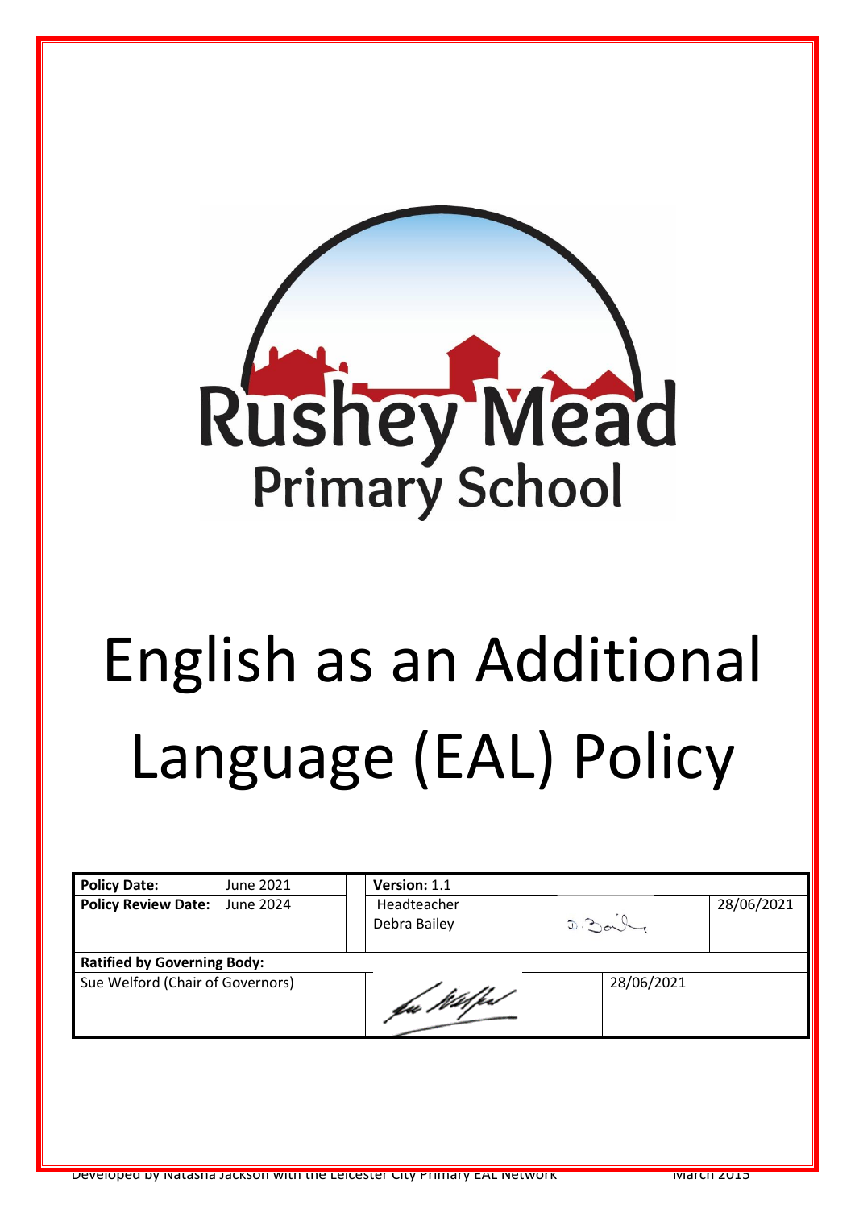Rushey Mead
Primary School

# English as an Additional Language (EAL) Policy

| **Policy Date:** | June 2021 | **Version:** 1.1 | | |
|---|---|---|---|---|
| **Policy Review Date:** | June 2024 | Headteacher Debra Bailey | | 28/06/2021 |
| **Ratified by Governing Body:** | | | | |
| Sue Welford (Chair of Governors) | | | 28/06/2021 | |

Developed by Natasha Jackson with the Leicester City Primary EAL Network March 2015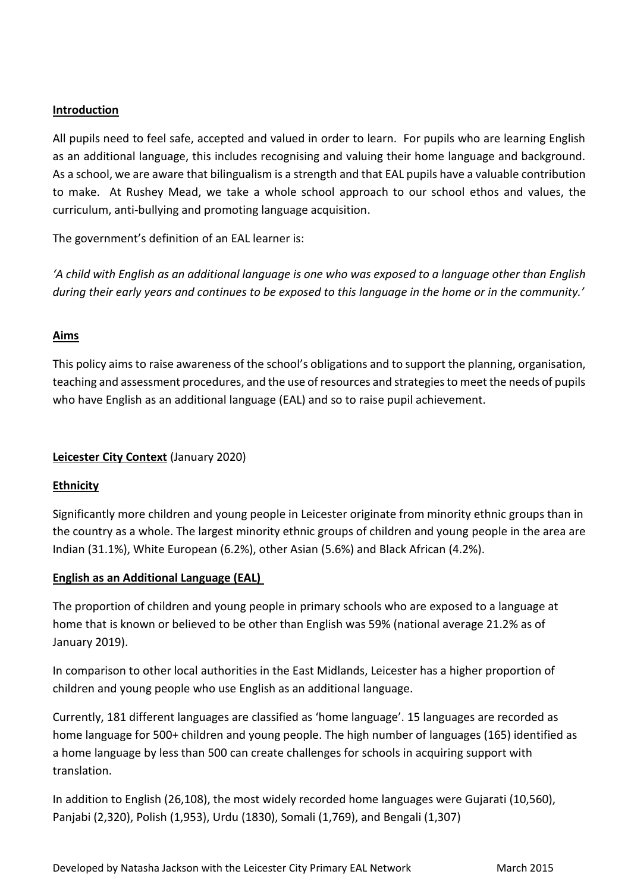**Introduction**

All pupils need to feel safe, accepted and valued in order to learn. For pupils who are learning English as an additional language, this includes recognising and valuing their home language and background. As a school, we are aware that bilingualism is a strength and that EAL pupils have a valuable contribution to make. At Rushey Mead, we take a whole school approach to our school ethos and values, the curriculum, anti-bullying and promoting language acquisition.

The government's definition of an EAL learner is:

*'A child with English as an additional language is one who was exposed to a language other than English during their early years and continues to be exposed to this language in the home or in the community.'*

**Aims**

This policy aims to raise awareness of the school's obligations and to support the planning, organisation, teaching and assessment procedures, and the use of resources and strategies to meet the needs of pupils who have English as an additional language (EAL) and so to raise pupil achievement.

**Leicester City Context** (January 2020)

**Ethnicity**

Significantly more children and young people in Leicester originate from minority ethnic groups than in the country as a whole. The largest minority ethnic groups of children and young people in the area are Indian (31.1%), White European (6.2%), other Asian (5.6%) and Black African (4.2%).

**English as an Additional Language (EAL)**

The proportion of children and young people in primary schools who are exposed to a language at home that is known or believed to be other than English was 59% (national average 21.2% as of January 2019).

In comparison to other local authorities in the East Midlands, Leicester has a higher proportion of children and young people who use English as an additional language.

Currently, 181 different languages are classified as 'home language'. 15 languages are recorded as home language for 500+ children and young people. The high number of languages (165) identified as a home language by less than 500 can create challenges for schools in acquiring support with translation.

In addition to English (26,108), the most widely recorded home languages were Gujarati (10,560), Panjabi (2,320), Polish (1,953), Urdu (1830), Somali (1,769), and Bengali (1,307)

Developed by Natasha Jackson with the Leicester City Primary EAL Network March 2015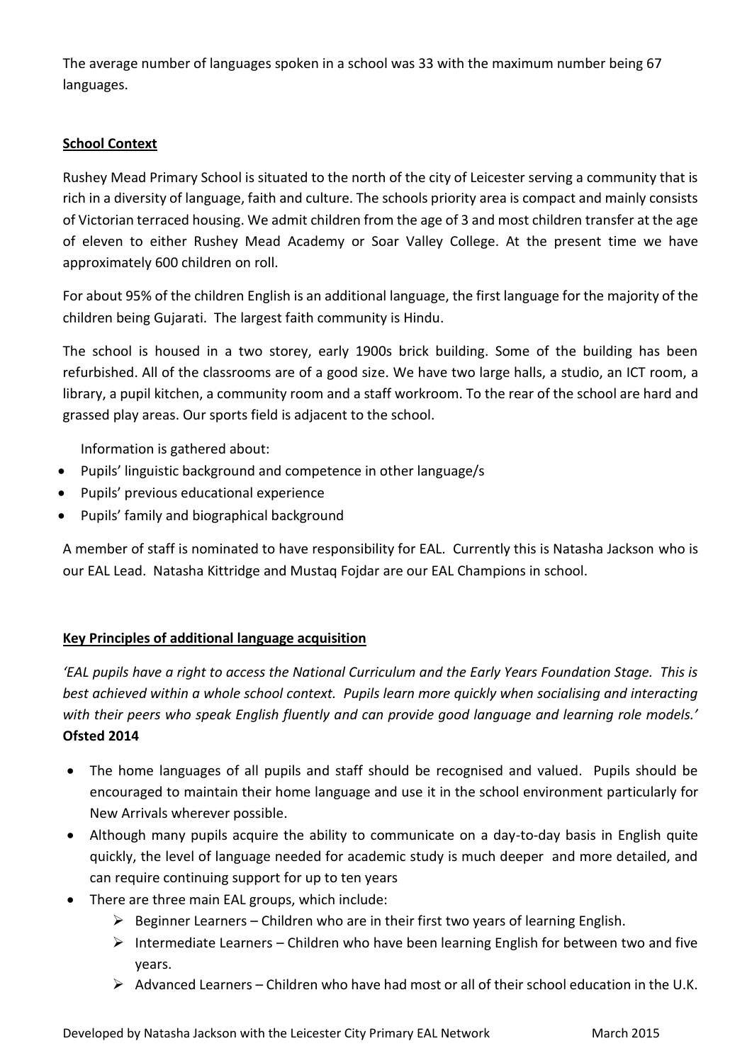The average number of languages spoken in a school was 33 with the maximum number being 67 languages.

**School Context**

Rushey Mead Primary School is situated to the north of the city of Leicester serving a community that is rich in a diversity of language, faith and culture. The schools priority area is compact and mainly consists of Victorian terraced housing. We admit children from the age of 3 and most children transfer at the age of eleven to either Rushey Mead Academy or Soar Valley College. At the present time we have approximately 600 children on roll.

For about 95% of the children English is an additional language, the first language for the majority of the children being Gujarati. The largest faith community is Hindu.

The school is housed in a two storey, early 1900s brick building. Some of the building has been refurbished. All of the classrooms are of a good size. We have two large halls, a studio, an ICT room, a library, a pupil kitchen, a community room and a staff workroom. To the rear of the school are hard and grassed play areas. Our sports field is adjacent to the school.

Information is gathered about:

- Pupils' linguistic background and competence in other language/s
- Pupils' previous educational experience
- Pupils' family and biographical background

A member of staff is nominated to have responsibility for EAL. Currently this is Natasha Jackson who is our EAL Lead. Natasha Kittridge and Mustaq Fojdar are our EAL Champions in school.

**Key Principles of additional language acquisition**

*'EAL pupils have a right to access the National Curriculum and the Early Years Foundation Stage. This is best achieved within a whole school context. Pupils learn more quickly when socialising and interacting with their peers who speak English fluently and can provide good language and learning role models.'* **Ofsted 2014**

- The home languages of all pupils and staff should be recognised and valued. Pupils should be encouraged to maintain their home language and use it in the school environment particularly for New Arrivals wherever possible.
- Although many pupils acquire the ability to communicate on a day-to-day basis in English quite quickly, the level of language needed for academic study is much deeper and more detailed, and can require continuing support for up to ten years
- There are three main EAL groups, which include:
  - Beginner Learners – Children who are in their first two years of learning English.
  - Intermediate Learners – Children who have been learning English for between two and five years.
  - Advanced Learners – Children who have had most or all of their school education in the U.K.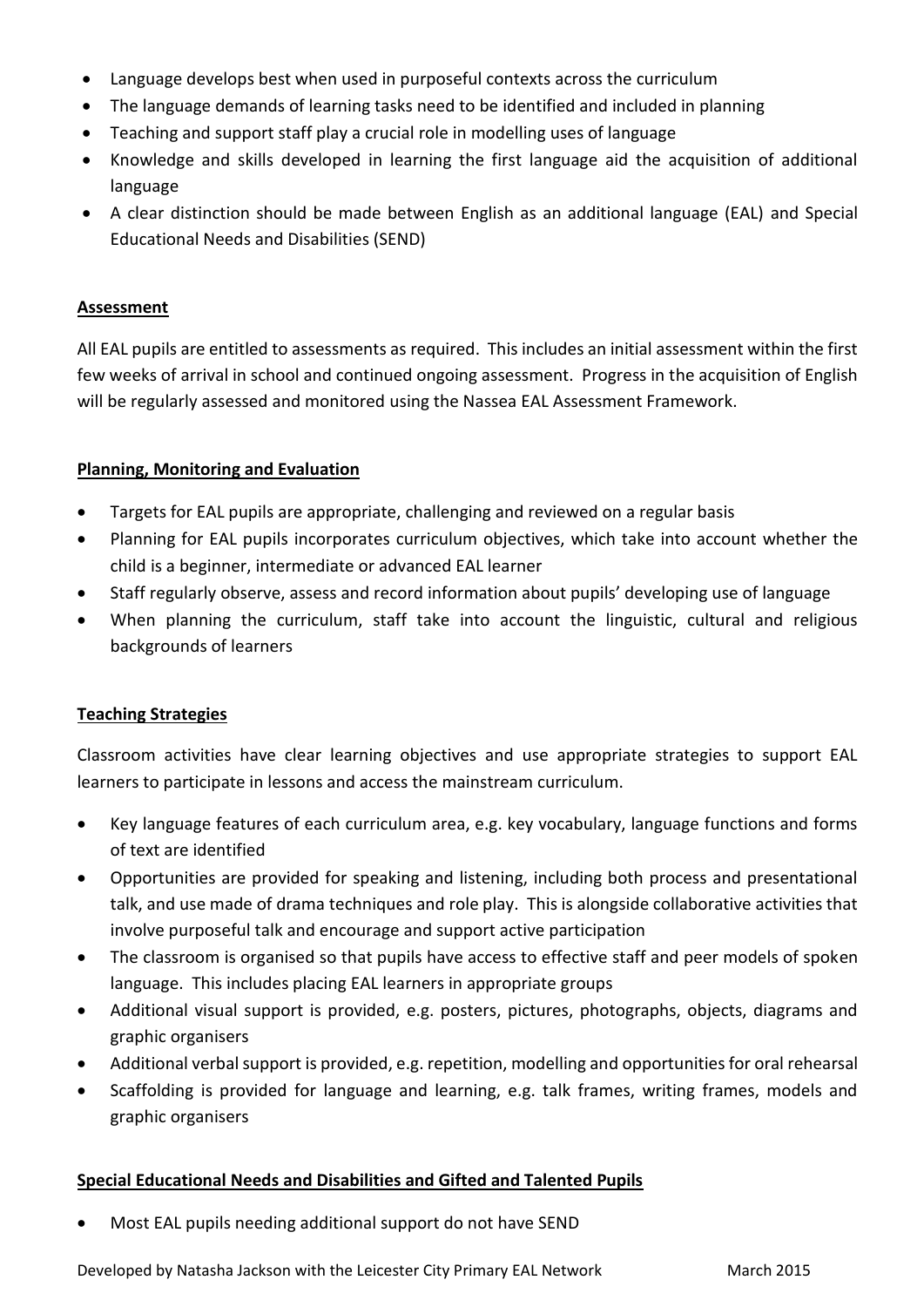- Language develops best when used in purposeful contexts across the curriculum
- The language demands of learning tasks need to be identified and included in planning
- Teaching and support staff play a crucial role in modelling uses of language
- Knowledge and skills developed in learning the first language aid the acquisition of additional language
- A clear distinction should be made between English as an additional language (EAL) and Special Educational Needs and Disabilities (SEND)

## Assessment

All EAL pupils are entitled to assessments as required. This includes an initial assessment within the first few weeks of arrival in school and continued ongoing assessment. Progress in the acquisition of English will be regularly assessed and monitored using the Nassea EAL Assessment Framework.

## Planning, Monitoring and Evaluation

- Targets for EAL pupils are appropriate, challenging and reviewed on a regular basis
- Planning for EAL pupils incorporates curriculum objectives, which take into account whether the child is a beginner, intermediate or advanced EAL learner
- Staff regularly observe, assess and record information about pupils' developing use of language
- When planning the curriculum, staff take into account the linguistic, cultural and religious backgrounds of learners

## Teaching Strategies

Classroom activities have clear learning objectives and use appropriate strategies to support EAL learners to participate in lessons and access the mainstream curriculum.

- Key language features of each curriculum area, e.g. key vocabulary, language functions and forms of text are identified
- Opportunities are provided for speaking and listening, including both process and presentational talk, and use made of drama techniques and role play. This is alongside collaborative activities that involve purposeful talk and encourage and support active participation
- The classroom is organised so that pupils have access to effective staff and peer models of spoken language. This includes placing EAL learners in appropriate groups
- Additional visual support is provided, e.g. posters, pictures, photographs, objects, diagrams and graphic organisers
- Additional verbal support is provided, e.g. repetition, modelling and opportunities for oral rehearsal
- Scaffolding is provided for language and learning, e.g. talk frames, writing frames, models and graphic organisers

## Special Educational Needs and Disabilities and Gifted and Talented Pupils

- Most EAL pupils needing additional support do not have SEND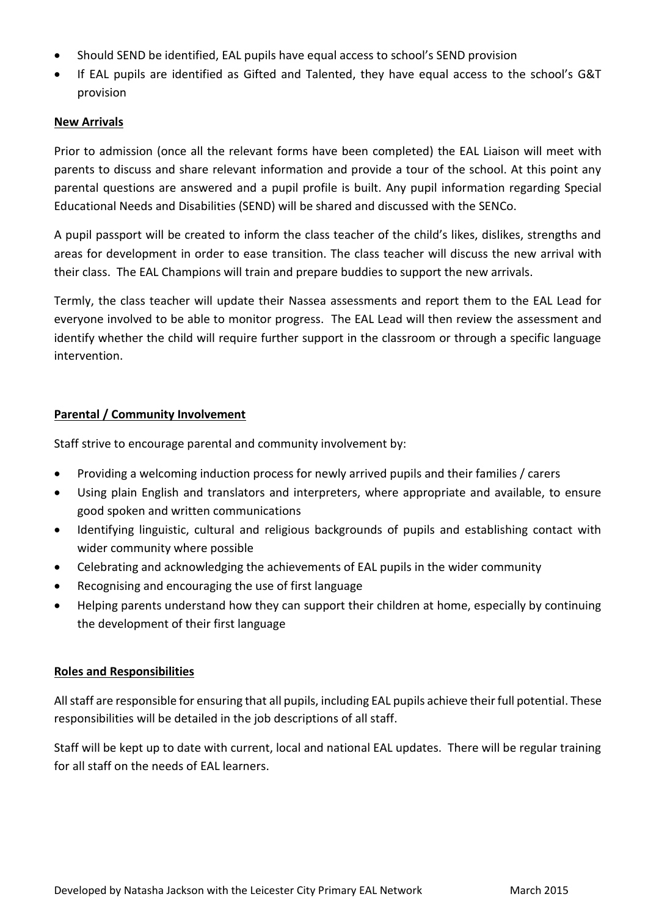- Should SEND be identified, EAL pupils have equal access to school's SEND provision
- If EAL pupils are identified as Gifted and Talented, they have equal access to the school's G&T provision

**New Arrivals**

Prior to admission (once all the relevant forms have been completed) the EAL Liaison will meet with parents to discuss and share relevant information and provide a tour of the school. At this point any parental questions are answered and a pupil profile is built. Any pupil information regarding Special Educational Needs and Disabilities (SEND) will be shared and discussed with the SENCo.

A pupil passport will be created to inform the class teacher of the child's likes, dislikes, strengths and areas for development in order to ease transition. The class teacher will discuss the new arrival with their class. The EAL Champions will train and prepare buddies to support the new arrivals.

Termly, the class teacher will update their Nassea assessments and report them to the EAL Lead for everyone involved to be able to monitor progress. The EAL Lead will then review the assessment and identify whether the child will require further support in the classroom or through a specific language intervention.

**Parental / Community Involvement**

Staff strive to encourage parental and community involvement by:

- Providing a welcoming induction process for newly arrived pupils and their families / carers
- Using plain English and translators and interpreters, where appropriate and available, to ensure good spoken and written communications
- Identifying linguistic, cultural and religious backgrounds of pupils and establishing contact with wider community where possible
- Celebrating and acknowledging the achievements of EAL pupils in the wider community
- Recognising and encouraging the use of first language
- Helping parents understand how they can support their children at home, especially by continuing the development of their first language

**Roles and Responsibilities**

All staff are responsible for ensuring that all pupils, including EAL pupils achieve their full potential. These responsibilities will be detailed in the job descriptions of all staff.

Staff will be kept up to date with current, local and national EAL updates. There will be regular training for all staff on the needs of EAL learners.